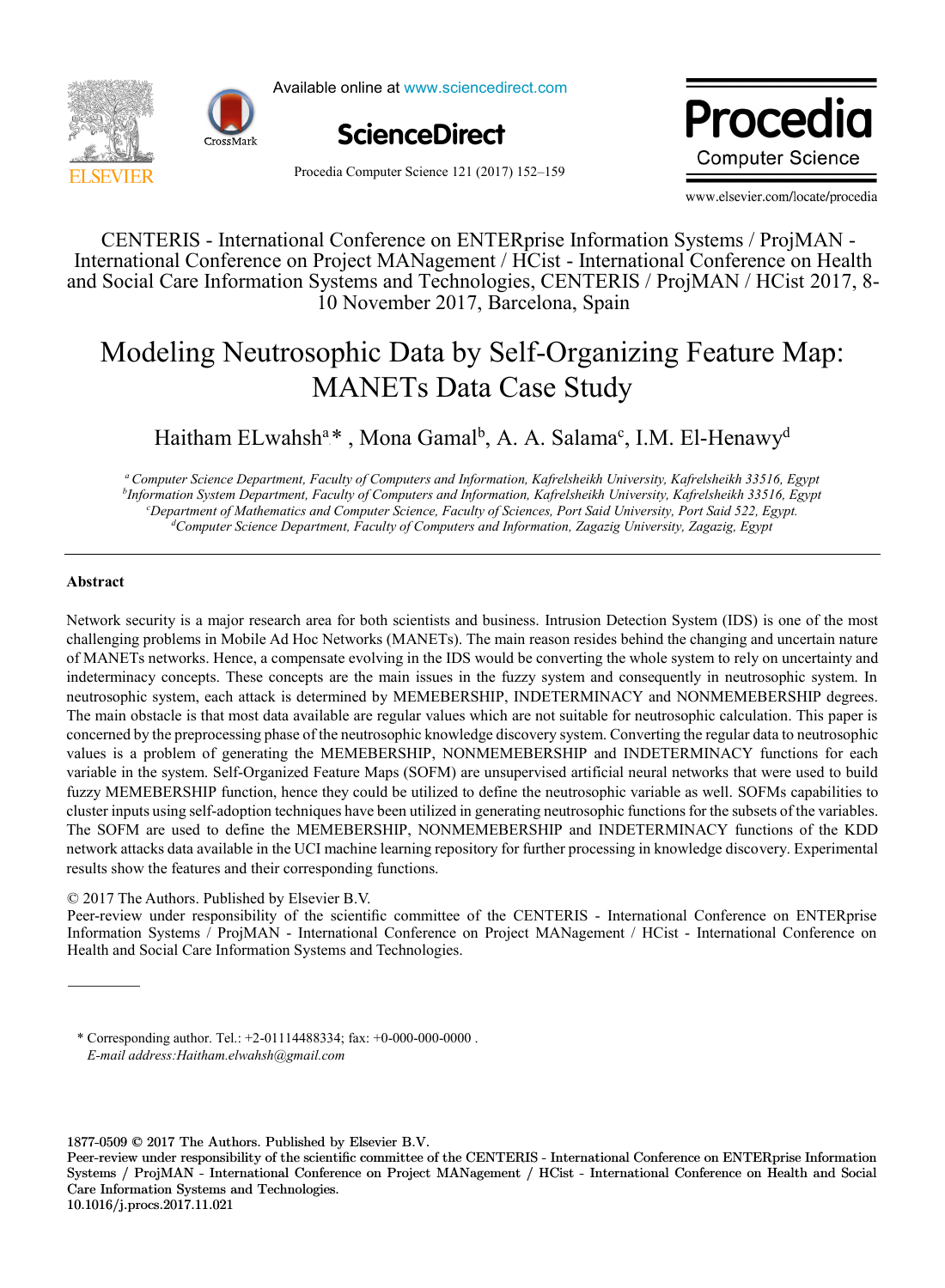CENTERIS - International Conference on ENTERprise Information Systems / ProjMAN - International Conference on Project MANagement / HCist - International Conference on Health and Social Care Information Systems and Technologies, CENTERIS / ProjMAN / HCist 2017, 8-10 November 2017, Barcelona, Spain

# Modeling Neutrosophic Data by Self-Organizing Feature Map: MANETs Data Case Study

Haitham ELwahsh[a]* , Mona Gamal[b], A. A. Salama[c], I.M. El-Henawy[d]

[a] *Computer Science Department, Faculty of Computers and Information, Kafrelsheikh University, Kafrelsheikh 33516, Egypt*
[b] *Information System Department, Faculty of Computers and Information, Kafrelsheikh University, Kafrelsheikh 33516, Egypt*
[c] *Department of Mathematics and Computer Science, Faculty of Sciences, Port Said University, Port Said 522, Egypt.*
[d] *Computer Science Department, Faculty of Computers and Information, Zagazig University, Zagazig, Egypt*

## Abstract

Network security is a major research area for both scientists and business. Intrusion Detection System (IDS) is one of the most challenging problems in Mobile Ad Hoc Networks (MANETs). The main reason resides behind the changing and uncertain nature of MANETs networks. Hence, a compensate evolving in the IDS would be converting the whole system to rely on uncertainty and indeterminacy concepts. These concepts are the main issues in the fuzzy system and consequently in neutrosophic system. In neutrosophic system, each attack is determined by MEMEBERSHIP, INDETERMINACY and NONMEMEBERSHIP degrees. The main obstacle is that most data available are regular values which are not suitable for neutrosophic calculation. This paper is concerned by the preprocessing phase of the neutrosophic knowledge discovery system. Converting the regular data to neutrosophic values is a problem of generating the MEMEBERSHIP, NONMEMEBERSHIP and INDETERMINACY functions for each variable in the system. Self-Organized Feature Maps (SOFM) are unsupervised artificial neural networks that were used to build fuzzy MEMEBERSHIP function, hence they could be utilized to define the neutrosophic variable as well. SOFMs capabilities to cluster inputs using self-adoption techniques have been utilized in generating neutrosophic functions for the subsets of the variables. The SOFM are used to define the MEMEBERSHIP, NONMEMEBERSHIP and INDETERMINACY functions of the KDD network attacks data available in the UCI machine learning repository for further processing in knowledge discovery. Experimental results show the features and their corresponding functions.

© 2017 The Authors. Published by Elsevier B.V.
Peer-review under responsibility of the scientific committee of the CENTERIS - International Conference on ENTERprise Information Systems / ProjMAN - International Conference on Project MANagement / HCist - International Conference on Health and Social Care Information Systems and Technologies.

\* Corresponding author. Tel.: +2-01114488334; fax: +0-000-000-0000 .
*E-mail address:Haitham.elwahsh@gmail.com*

1877-0509 © 2017 The Authors. Published by Elsevier B.V.
Peer-review under responsibility of the scientific committee of the CENTERIS - International Conference on ENTERprise Information Systems / ProjMAN - International Conference on Project MANagement / HCist - International Conference on Health and Social Care Information Systems and Technologies.
10.1016/j.procs.2017.11.021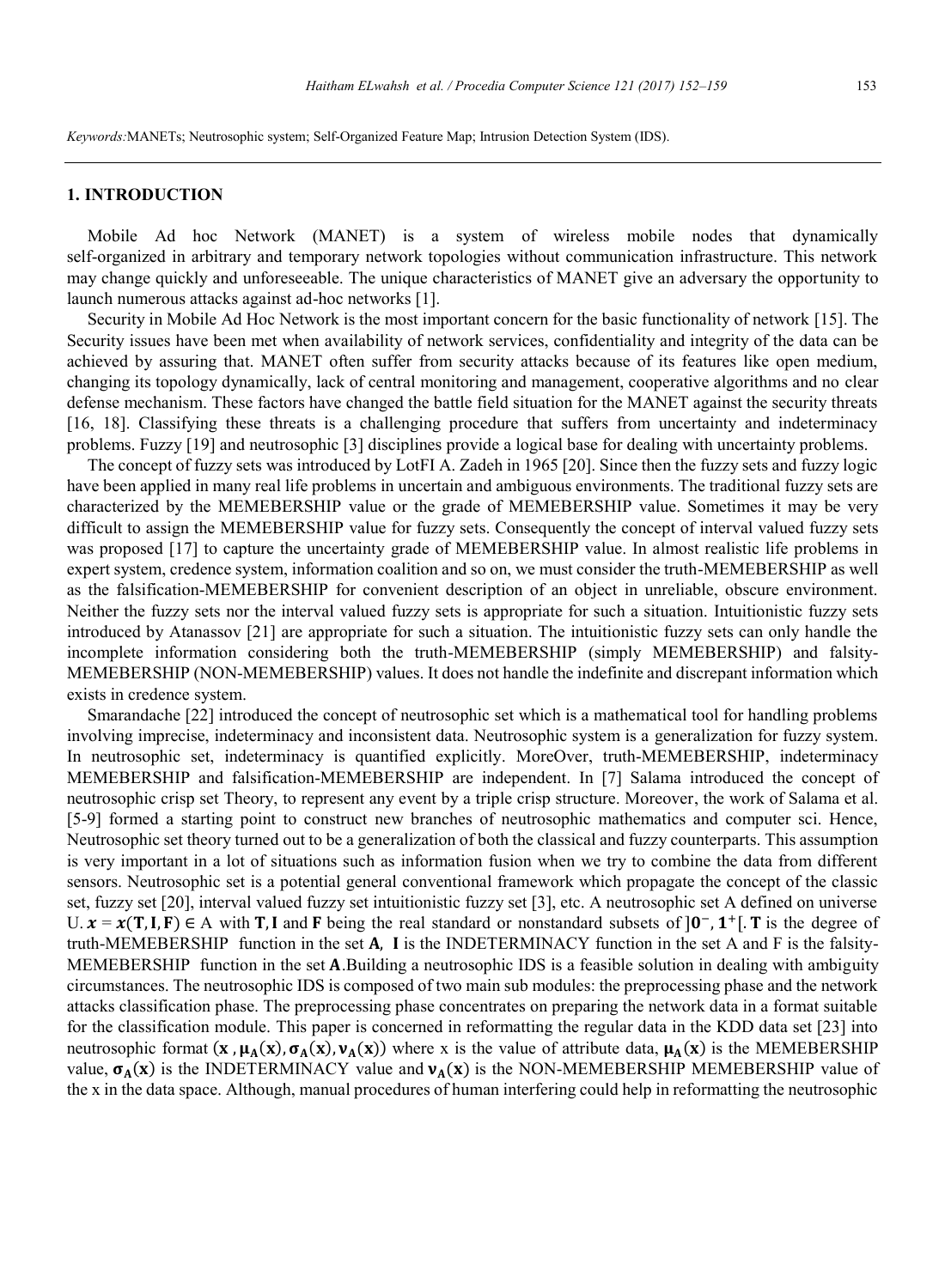*Keywords:*MANETs; Neutrosophic system; Self-Organized Feature Map; Intrusion Detection System (IDS).

## 1. INTRODUCTION

Mobile Ad hoc Network (MANET) is a system of wireless mobile nodes that dynamically self-organized in arbitrary and temporary network topologies without communication infrastructure. This network may change quickly and unforeseeable. The unique characteristics of MANET give an adversary the opportunity to launch numerous attacks against ad-hoc networks [1].

Security in Mobile Ad Hoc Network is the most important concern for the basic functionality of network [15]. The Security issues have been met when availability of network services, confidentiality and integrity of the data can be achieved by assuring that. MANET often suffer from security attacks because of its features like open medium, changing its topology dynamically, lack of central monitoring and management, cooperative algorithms and no clear defense mechanism. These factors have changed the battle field situation for the MANET against the security threats [16, 18]. Classifying these threats is a challenging procedure that suffers from uncertainty and indeterminacy problems. Fuzzy [19] and neutrosophic [3] disciplines provide a logical base for dealing with uncertainty problems.

The concept of fuzzy sets was introduced by LotFI A. Zadeh in 1965 [20]. Since then the fuzzy sets and fuzzy logic have been applied in many real life problems in uncertain and ambiguous environments. The traditional fuzzy sets are characterized by the MEMEBERSHIP value or the grade of MEMEBERSHIP value. Sometimes it may be very difficult to assign the MEMEBERSHIP value for fuzzy sets. Consequently the concept of interval valued fuzzy sets was proposed [17] to capture the uncertainty grade of MEMEBERSHIP value. In almost realistic life problems in expert system, credence system, information coalition and so on, we must consider the truth-MEMEBERSHIP as well as the falsification-MEMEBERSHIP for convenient description of an object in unreliable, obscure environment. Neither the fuzzy sets nor the interval valued fuzzy sets is appropriate for such a situation. Intuitionistic fuzzy sets introduced by Atanassov [21] are appropriate for such a situation. The intuitionistic fuzzy sets can only handle the incomplete information considering both the truth-MEMEBERSHIP (simply MEMEBERSHIP) and falsity-MEMEBERSHIP (NON-MEMEBERSHIP) values. It does not handle the indefinite and discrepant information which exists in credence system.

Smarandache [22] introduced the concept of neutrosophic set which is a mathematical tool for handling problems involving imprecise, indeterminacy and inconsistent data. Neutrosophic system is a generalization for fuzzy system. In neutrosophic set, indeterminacy is quantified explicitly. MoreOver, truth-MEMEBERSHIP, indeterminacy MEMEBERSHIP and falsification-MEMEBERSHIP are independent. In [7] Salama introduced the concept of neutrosophic crisp set Theory, to represent any event by a triple crisp structure. Moreover, the work of Salama et al. [5-9] formed a starting point to construct new branches of neutrosophic mathematics and computer sci. Hence, Neutrosophic set theory turned out to be a generalization of both the classical and fuzzy counterparts. This assumption is very important in a lot of situations such as information fusion when we try to combine the data from different sensors. Neutrosophic set is a potential general conventional framework which propagate the concept of the classic set, fuzzy set [20], interval valued fuzzy set intuitionistic fuzzy set [3], etc. A neutrosophic set A defined on universe U. $\boldsymbol{x} = \boldsymbol{x}(\mathbf{T}, \mathbf{I}, \mathbf{F}) \in$ A with $\mathbf{T}, \mathbf{I}$ and $\mathbf{F}$ being the real standard or nonstandard subsets of $]\mathbf{0}^{-}, \mathbf{1}^{+}[$. $\mathbf{T}$ is the degree of truth-MEMEBERSHIP function in the set $\mathbf{A}$, $\mathbf{I}$ is the INDETERMINACY function in the set A and F is the falsity-MEMEBERSHIP function in the set $\mathbf{A}$.Building a neutrosophic IDS is a feasible solution in dealing with ambiguity circumstances. The neutrosophic IDS is composed of two main sub modules: the preprocessing phase and the network attacks classification phase. The preprocessing phase concentrates on preparing the network data in a format suitable for the classification module. This paper is concerned in reformatting the regular data in the KDD data set [23] into neutrosophic format $(\mathbf{x}, \boldsymbol{\mu}_{\mathbf{A}}(\mathbf{x}), \boldsymbol{\sigma}_{\mathbf{A}}(\mathbf{x}), \boldsymbol{\nu}_{\mathbf{A}}(\mathbf{x}))$ where x is the value of attribute data, $\boldsymbol{\mu}_{\mathbf{A}}(\mathbf{x})$ is the MEMEBERSHIP value, $\boldsymbol{\sigma}_{\mathbf{A}}(\mathbf{x})$ is the INDETERMINACY value and $\boldsymbol{\nu}_{\mathbf{A}}(\mathbf{x})$ is the NON-MEMEBERSHIP MEMEBERSHIP value of the x in the data space. Although, manual procedures of human interfering could help in reformatting the neutrosophic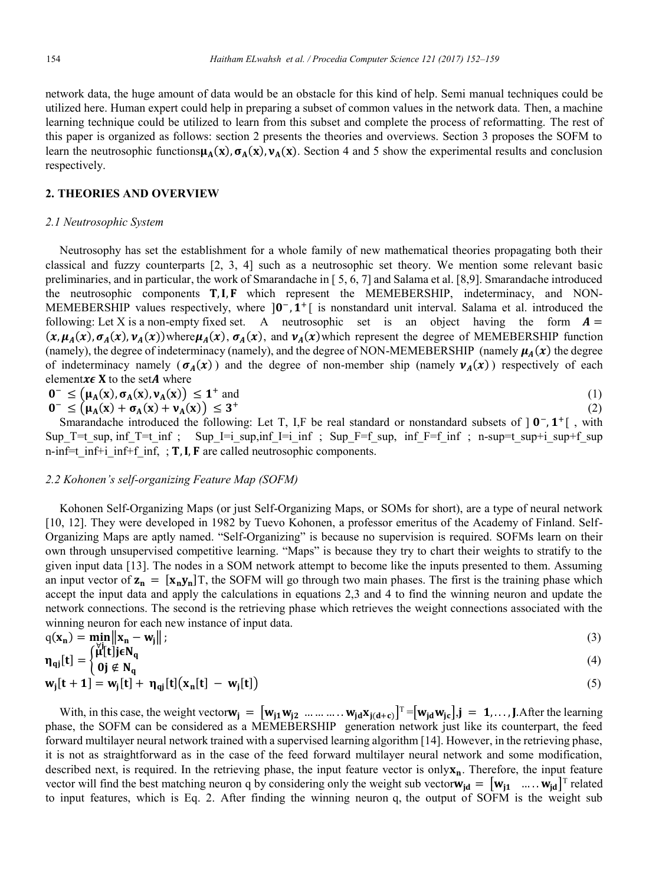network data, the huge amount of data would be an obstacle for this kind of help. Semi manual techniques could be utilized here. Human expert could help in preparing a subset of common values in the network data. Then, a machine learning technique could be utilized to learn from this subset and complete the process of reformatting. The rest of this paper is organized as follows: section 2 presents the theories and overviews. Section 3 proposes the SOFM to learn the neutrosophic functions $\mathbf{\mu_A(x), \sigma_A(x), \nu_A(x)}$. Section 4 and 5 show the experimental results and conclusion respectively.

## 2. THEORIES AND OVERVIEW

### *2.1 Neutrosophic System*

Neutrosophy has set the establishment for a whole family of new mathematical theories propagating both their classical and fuzzy counterparts [2, 3, 4] such as a neutrosophic set theory. We mention some relevant basic preliminaries, and in particular, the work of Smarandache in [ 5, 6, 7] and Salama et al. [8,9]. Smarandache introduced the neutrosophic components $\mathbf{T, I, F}$ which represent the MEMEBERSHIP, indeterminacy, and NON-MEMEBERSHIP values respectively, where $]\mathbf{0^-}, \mathbf{1^+}[$ is nonstandard unit interval. Salama et al. introduced the following: Let X is a non-empty fixed set. A neutrosophic set is an object having the form $\boldsymbol{A} = (\boldsymbol{x}, \boldsymbol{\mu_A}(\boldsymbol{x}), \boldsymbol{\sigma_A}(\boldsymbol{x}), \boldsymbol{\nu_A}(\boldsymbol{x}))$ where $\boldsymbol{\mu_A}(\boldsymbol{x})$, $\boldsymbol{\sigma_A}(\boldsymbol{x})$, and $\boldsymbol{\nu_A}(\boldsymbol{x})$ which represent the degree of MEMEBERSHIP function (namely), the degree of indeterminacy (namely), and the degree of NON-MEMEBERSHIP (namely $\boldsymbol{\mu_A}(\boldsymbol{x})$ the degree of indeterminacy namely ($\boldsymbol{\sigma_A}(\boldsymbol{x})$) and the degree of non-member ship (namely $\boldsymbol{\nu_A}(\boldsymbol{x})$) respectively of each element $\boldsymbol{x} \boldsymbol{\epsilon}$ $\mathbf{X}$ to the set $\boldsymbol{A}$ where

$$\mathbf{0^-} \leq \left(\mathbf{\mu_A(x), \sigma_A(x), \nu_A(x)}\right) \leq \mathbf{1^+} \text{ and} \tag{1}$$

$$\mathbf{0^-} \leq \left(\mathbf{\mu_A(x) + \sigma_A(x) + \nu_A(x)}\right) \leq \mathbf{3^+} \tag{2}$$

Smarandache introduced the following: Let T, I,F be real standard or nonstandard subsets of $]\mathbf{0^-}, \mathbf{1^+}[$ , with Sup_T=t_sup, inf_T=t_inf ; Sup_I=i_sup,inf_I=i_inf ; Sup_F=f_sup, inf_F=f_inf ; n-sup=t_sup+i_sup+f_sup n-inf=t_inf+i_inf+f_inf, ; $\mathbf{T, I, F}$ are called neutrosophic components.

### *2.2 Kohonen's self-organizing Feature Map (SOFM)*

Kohonen Self-Organizing Maps (or just Self-Organizing Maps, or SOMs for short), are a type of neural network [10, 12]. They were developed in 1982 by Tuevo Kohonen, a professor emeritus of the Academy of Finland. Self-Organizing Maps are aptly named. "Self-Organizing" is because no supervision is required. SOFMs learn on their own through unsupervised competitive learning. "Maps" is because they try to chart their weights to stratify to the given input data [13]. The nodes in a SOM network attempt to become like the inputs presented to them. Assuming an input vector of $\mathbf{z_n} = [\mathbf{x_n y_n}]$T, the SOFM will go through two main phases. The first is the training phase which accept the input data and apply the calculations in equations 2,3 and 4 to find the winning neuron and update the network connections. The second is the retrieving phase which retrieves the weight connections associated with the winning neuron for each new instance of input data.

$$\mathrm{q}(\mathbf{x_n}) = \min_{\forall j} \left\| \mathbf{x_n} - \mathbf{w_j} \right\| ; \tag{3}$$

$$\boldsymbol{\eta_{qj}}[\mathbf{t}] = \begin{cases} \boldsymbol{\mu}[\mathbf{t}] \mathbf{j} \boldsymbol{\epsilon} \mathbf{N_q} \\ \mathbf{0} \mathbf{j} \notin \mathbf{N_q} \end{cases} \tag{4}$$

$$\mathbf{w_j[t+1] = w_j[t] + \eta_{qj}[t]\left(x_n[t] - w_j[t]\right)} \tag{5}$$

With, in this case, the weight vector $\mathbf{w_j} = \left[\mathbf{w_{j1} w_{j2}} \ \ldots\ldots\ldots \mathbf{w_{jd} x_{j(d+c)}}\right]^{\mathrm{T}} = \left[\mathbf{w_{jd} w_{jc}}\right], \mathbf{j} = \mathbf{1}, \ldots, \mathbf{J}$. After the learning phase, the SOFM can be considered as a MEMEBERSHIP generation network just like its counterpart, the feed forward multilayer neural network trained with a supervised learning algorithm [14]. However, in the retrieving phase, it is not as straightforward as in the case of the feed forward multilayer neural network and some modification, described next, is required. In the retrieving phase, the input feature vector is only $\mathbf{x_n}$. Therefore, the input feature vector will find the best matching neuron q by considering only the weight sub vector $\mathbf{w_{jd}} = \left[\mathbf{w_{j1}} \ \ldots\ldots \mathbf{w_{jd}}\right]^{\mathrm{T}}$ related to input features, which is Eq. 2. After finding the winning neuron q, the output of SOFM is the weight sub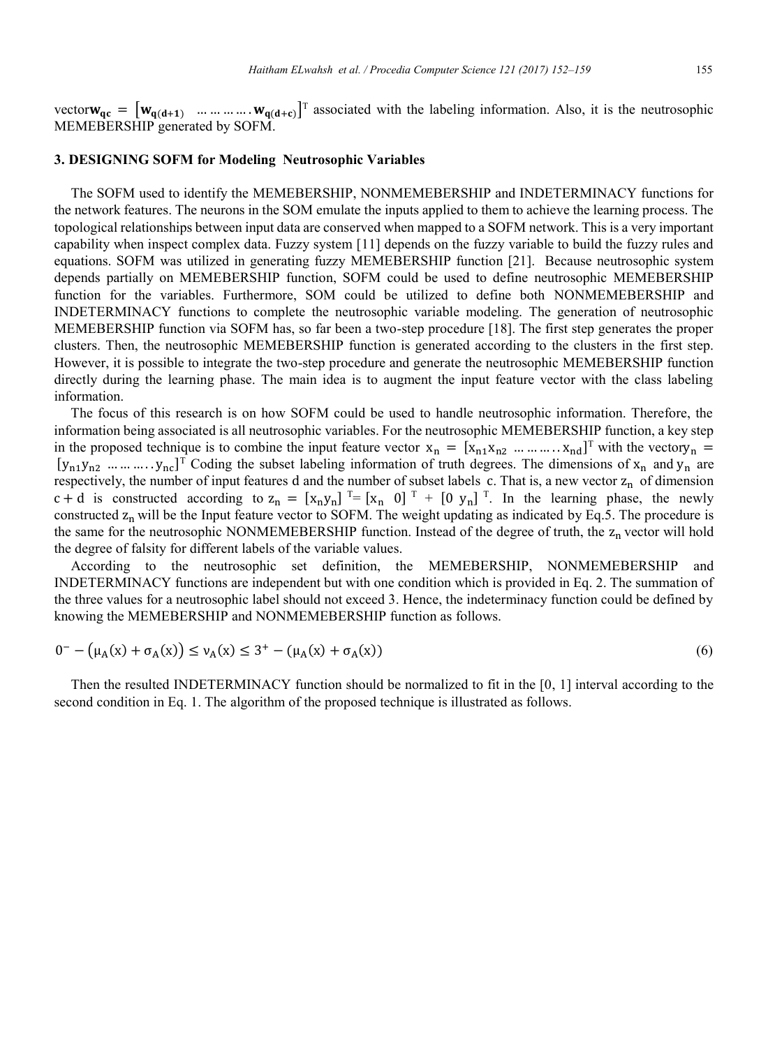vector $\mathbf{w_{qc}} = [\mathbf{w_{q(d+1)}} \ \ldots\ldots\ldots.\mathbf{w_{q(d+c)}}]^T$ associated with the labeling information. Also, it is the neutrosophic MEMEBERSHIP generated by SOFM.

## 3. DESIGNING SOFM for Modeling Neutrosophic Variables

The SOFM used to identify the MEMEBERSHIP, NONMEMEBERSHIP and INDETERMINACY functions for the network features. The neurons in the SOM emulate the inputs applied to them to achieve the learning process. The topological relationships between input data are conserved when mapped to a SOFM network. This is a very important capability when inspect complex data. Fuzzy system [11] depends on the fuzzy variable to build the fuzzy rules and equations. SOFM was utilized in generating fuzzy MEMEBERSHIP function [21]. Because neutrosophic system depends partially on MEMEBERSHIP function, SOFM could be used to define neutrosophic MEMEBERSHIP function for the variables. Furthermore, SOM could be utilized to define both NONMEMEBERSHIP and INDETERMINACY functions to complete the neutrosophic variable modeling. The generation of neutrosophic MEMEBERSHIP function via SOFM has, so far been a two-step procedure [18]. The first step generates the proper clusters. Then, the neutrosophic MEMEBERSHIP function is generated according to the clusters in the first step. However, it is possible to integrate the two-step procedure and generate the neutrosophic MEMEBERSHIP function directly during the learning phase. The main idea is to augment the input feature vector with the class labeling information.

The focus of this research is on how SOFM could be used to handle neutrosophic information. Therefore, the information being associated is all neutrosophic variables. For the neutrosophic MEMEBERSHIP function, a key step in the proposed technique is to combine the input feature vector $x_n = [x_{n1}x_{n2} \ldots\ldots\ldots..x_{nd}]^T$ with the vector $y_n = [y_{n1}y_{n2} \ldots\ldots\ldots..y_{nc}]^T$ Coding the subset labeling information of truth degrees. The dimensions of $x_n$ and $y_n$ are respectively, the number of input features d and the number of subset labels c. That is, a new vector $z_n$ of dimension $c + d$ is constructed according to $z_n = [x_n y_n]^T = [x_n \ 0]^T + [0 \ y_n]^T$. In the learning phase, the newly constructed $z_n$ will be the Input feature vector to SOFM. The weight updating as indicated by Eq.5. The procedure is the same for the neutrosophic NONMEMEBERSHIP function. Instead of the degree of truth, the $z_n$ vector will hold the degree of falsity for different labels of the variable values.

According to the neutrosophic set definition, the MEMEBERSHIP, NONMEMEBERSHIP and INDETERMINACY functions are independent but with one condition which is provided in Eq. 2. The summation of the three values for a neutrosophic label should not exceed 3. Hence, the indeterminacy function could be defined by knowing the MEMEBERSHIP and NONMEMEBERSHIP function as follows.

$$0^- - (\mu_A(x) + \sigma_A(x)) \leq \nu_A(x) \leq 3^+ - (\mu_A(x) + \sigma_A(x)) \tag{6}$$

Then the resulted INDETERMINACY function should be normalized to fit in the [0, 1] interval according to the second condition in Eq. 1. The algorithm of the proposed technique is illustrated as follows.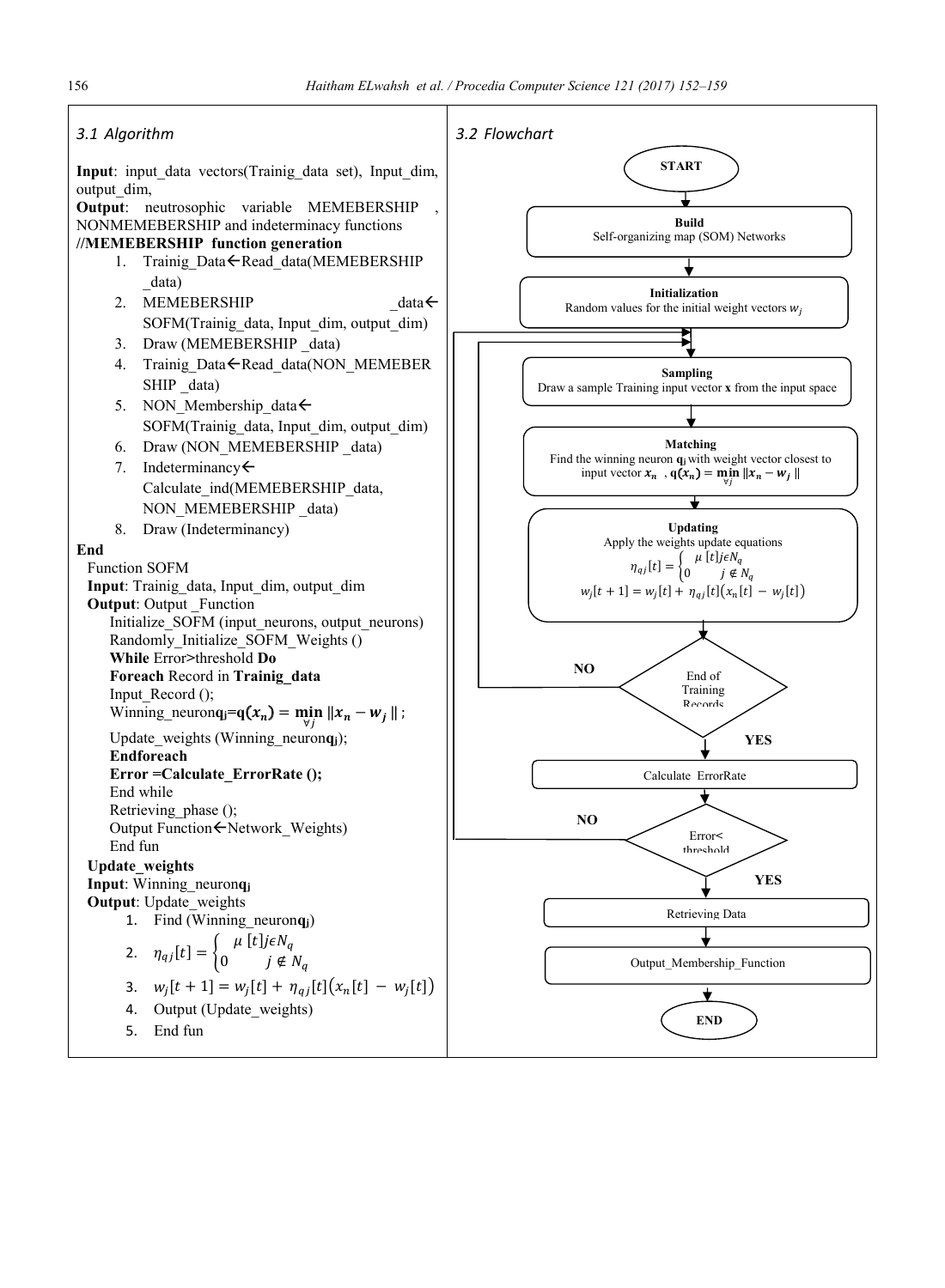### 3.1 Algorithm

**Input**: input_data vectors(Trainig_data set), Input_dim, output_dim,

**Output**: neutrosophic variable MEMEBERSHIP , NONMEMEBERSHIP and indeterminacy functions

**//MEMEBERSHIP function generation**

1. Trainig_Data←Read_data(MEMEBERSHIP _data)
2. MEMEBERSHIP _data← SOFM(Trainig_data, Input_dim, output_dim)
3. Draw (MEMEBERSHIP _data)
4. Trainig_Data←Read_data(NON_MEMEBERSHIP _data)
5. NON_Membership_data← SOFM(Trainig_data, Input_dim, output_dim)
6. Draw (NON_MEMEBERSHIP _data)
7. Indeterminancy← Calculate_ind(MEMEBERSHIP_data, NON_MEMEBERSHIP _data)
8. Draw (Indeterminancy)

**End**

Function SOFM

**Input**: Trainig_data, Input_dim, output_dim

**Output**: Output _Function

Initialize_SOFM (input_neurons, output_neurons)

Randomly_Initialize_SOFM_Weights ()

**While** Error>threshold **Do**

**Foreach** Record in **Trainig_data**

Input_Record ();

Winning_neuron**q**$_{\mathbf{j}}$=$\mathbf{q}(\boldsymbol{x_n}) = \min_{\forall j} \|\boldsymbol{x_n} - \boldsymbol{w_j}\|$ ;

Update_weights (Winning_neuron**q**$_{\mathbf{j}}$);

**Endforeach**

**Error =Calculate_ErrorRate ();**

End while

Retrieving_phase ();

Output Function←Network_Weights)

End fun

**Update_weights**

**Input**: Winning_neuron**q**$_{\mathbf{j}}$

**Output**: Update_weights

1. Find (Winning_neuron**q**$_{\mathbf{j}}$)
2. $\eta_{qj}[t] = \begin{cases} \mu\,[t] j \epsilon N_q \\ 0 \qquad j \notin N_q \end{cases}$
3. $w_j[t+1] = w_j[t] + \eta_{qj}[t]\big(x_n[t] - w_j[t]\big)$
4. Output (Update_weights)
5. End fun

### 3.2 Flowchart

- **START**
- **Build** – Self-organizing map (SOM) Networks
- **Initialization** – Random values for the initial weight vectors $w_j$
- **Sampling** – Draw a sample Training input vector **x** from the input space
- **Matching** – Find the winning neuron $\mathbf{q_j}$ with weight vector closest to input vector $\boldsymbol{x_n}$ , $\mathbf{q}(\boldsymbol{x_n}) = \min_{\forall j} \|\boldsymbol{x_n} - \boldsymbol{w_j}\|$
- **Updating** – Apply the weights update equations
  $$\eta_{qj}[t] = \begin{cases} \mu\,[t] j \epsilon N_q \\ 0 \qquad j \notin N_q \end{cases}$$
  $$w_j[t+1] = w_j[t] + \eta_{qj}[t]\big(x_n[t] - w_j[t]\big)$$
- End of Training Records? – NO: return to Sampling; YES: continue
- Calculate ErrorRate
- Error< threshold? – NO: return to Sampling; YES: continue
- Retrieving Data
- Output_Membership_Function
- **END**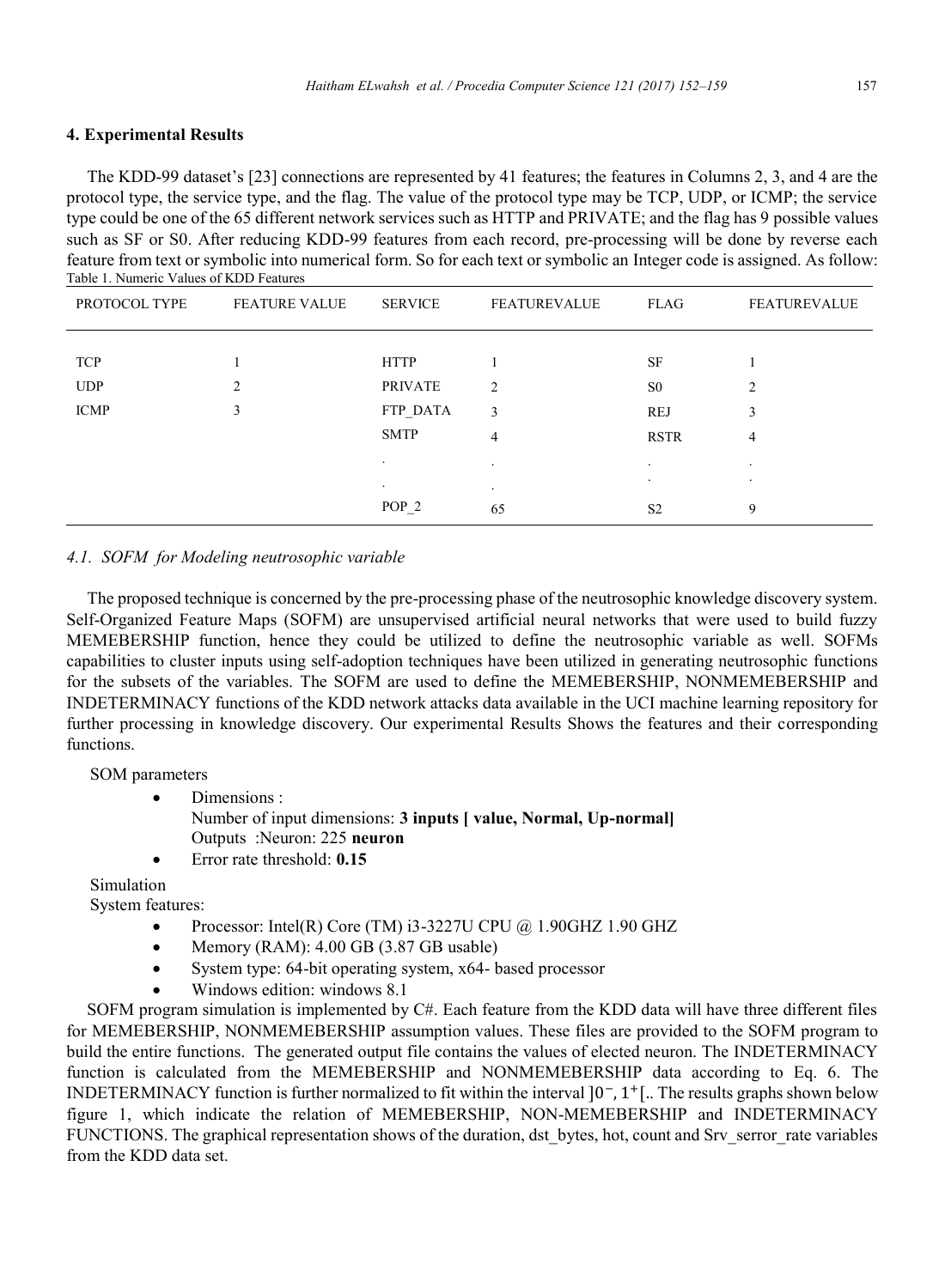## 4. Experimental Results

The KDD-99 dataset's [23] connections are represented by 41 features; the features in Columns 2, 3, and 4 are the protocol type, the service type, and the flag. The value of the protocol type may be TCP, UDP, or ICMP; the service type could be one of the 65 different network services such as HTTP and PRIVATE; and the flag has 9 possible values such as SF or S0. After reducing KDD-99 features from each record, pre-processing will be done by reverse each feature from text or symbolic into numerical form. So for each text or symbolic an Integer code is assigned. As follow:

Table 1. Numeric Values of KDD Features

| PROTOCOL TYPE | FEATURE VALUE | SERVICE | FEATUREVALUE | FLAG | FEATUREVALUE |
|---|---|---|---|---|---|
| TCP | 1 | HTTP | 1 | SF | 1 |
| UDP | 2 | PRIVATE | 2 | S0 | 2 |
| ICMP | 3 | FTP_DATA | 3 | REJ | 3 |
| | | SMTP | 4 | RSTR | 4 |
| | | . | . | . | . |
| | | . | . | . | . |
| | | POP_2 | 65 | S2 | 9 |

### *4.1. SOFM for Modeling neutrosophic variable*

The proposed technique is concerned by the pre-processing phase of the neutrosophic knowledge discovery system. Self-Organized Feature Maps (SOFM) are unsupervised artificial neural networks that were used to build fuzzy MEMEBERSHIP function, hence they could be utilized to define the neutrosophic variable as well. SOFMs capabilities to cluster inputs using self-adoption techniques have been utilized in generating neutrosophic functions for the subsets of the variables. The SOFM are used to define the MEMEBERSHIP, NONMEMEBERSHIP and INDETERMINACY functions of the KDD network attacks data available in the UCI machine learning repository for further processing in knowledge discovery. Our experimental Results Shows the features and their corresponding functions.

SOM parameters

- Dimensions :
  Number of input dimensions: **3 inputs [ value, Normal, Up-normal]**
  Outputs :Neuron: 225 **neuron**
- Error rate threshold: **0.15**

Simulation

System features:

- Processor: Intel(R) Core (TM) i3-3227U CPU @ 1.90GHZ 1.90 GHZ
- Memory (RAM): 4.00 GB (3.87 GB usable)
- System type: 64-bit operating system, x64- based processor
- Windows edition: windows 8.1

SOFM program simulation is implemented by C#. Each feature from the KDD data will have three different files for MEMEBERSHIP, NONMEMEBERSHIP assumption values. These files are provided to the SOFM program to build the entire functions. The generated output file contains the values of elected neuron. The INDETERMINACY function is calculated from the MEMEBERSHIP and NONMEMEBERSHIP data according to Eq. 6. The INDETERMINACY function is further normalized to fit within the interval $]0^{-}, 1^{+}[$.. The results graphs shown below figure 1, which indicate the relation of MEMEBERSHIP, NON-MEMEBERSHIP and INDETERMINACY FUNCTIONS. The graphical representation shows of the duration, dst_bytes, hot, count and Srv_serror_rate variables from the KDD data set.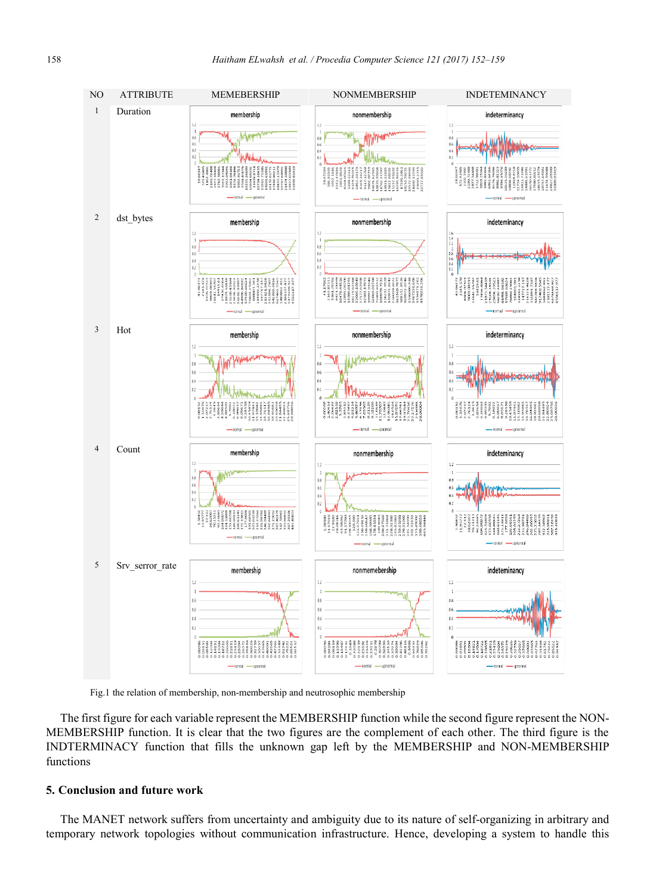| NO | ATTRIBUTE | MEMEBERSHIP | NONMEMBERSHIP | INDETEMINANCY |
|---|---|---|---|---|
| 1 | Duration | | | |
| 2 | dst_bytes | | | |
| 3 | Hot | | | |
| 4 | Count | | | |
| 5 | Srv_serror_rate | | | |

Fig.1 the relation of membership, non-membership and neutrosophic membership

The first figure for each variable represent the MEMBERSHIP function while the second figure represent the NON-MEMBERSHIP function. It is clear that the two figures are the complement of each other. The third figure is the INDTERMINACY function that fills the unknown gap left by the MEMBERSHIP and NON-MEMBERSHIP functions

## 5. Conclusion and future work

The MANET network suffers from uncertainty and ambiguity due to its nature of self-organizing in arbitrary and temporary network topologies without communication infrastructure. Hence, developing a system to handle this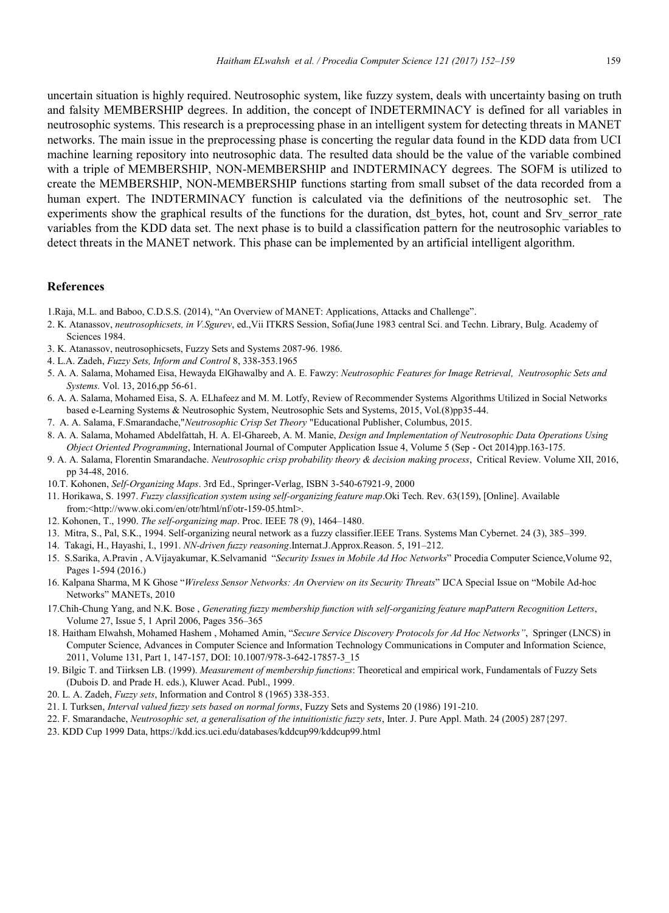uncertain situation is highly required. Neutrosophic system, like fuzzy system, deals with uncertainty basing on truth and falsity MEMBERSHIP degrees. In addition, the concept of INDETERMINACY is defined for all variables in neutrosophic systems. This research is a preprocessing phase in an intelligent system for detecting threats in MANET networks. The main issue in the preprocessing phase is concerting the regular data found in the KDD data from UCI machine learning repository into neutrosophic data. The resulted data should be the value of the variable combined with a triple of MEMBERSHIP, NON-MEMBERSHIP and INDTERMINACY degrees. The SOFM is utilized to create the MEMBERSHIP, NON-MEMBERSHIP functions starting from small subset of the data recorded from a human expert. The INDTERMINACY function is calculated via the definitions of the neutrosophic set. The experiments show the graphical results of the functions for the duration, dst_bytes, hot, count and Srv_serror_rate variables from the KDD data set. The next phase is to build a classification pattern for the neutrosophic variables to detect threats in the MANET network. This phase can be implemented by an artificial intelligent algorithm.

## References

1.Raja, M.L. and Baboo, C.D.S.S. (2014), "An Overview of MANET: Applications, Attacks and Challenge".

2. K. Atanassov, *neutrosophicsets, in V.Sgurev*, ed.,Vii ITKRS Session, Sofia(June 1983 central Sci. and Techn. Library, Bulg. Academy of Sciences 1984.

3. K. Atanassov, neutrosophicsets, Fuzzy Sets and Systems 2087-96. 1986.

4. L.A. Zadeh, *Fuzzy Sets, Inform and Control* 8, 338-353.1965

5. A. A. Salama, Mohamed Eisa, Hewayda ElGhawalby and A. E. Fawzy: *Neutrosophic Features for Image Retrieval, Neutrosophic Sets and Systems.* Vol. 13, 2016,pp 56-61.

6. A. A. Salama, Mohamed Eisa, S. A. ELhafeez and M. M. Lotfy, Review of Recommender Systems Algorithms Utilized in Social Networks based e-Learning Systems & Neutrosophic System, Neutrosophic Sets and Systems, 2015, Vol.(8)pp35-44.

7. A. A. Salama, F.Smarandache,"*Neutrosophic Crisp Set Theory* "Educational Publisher, Columbus, 2015.

8. A. A. Salama, Mohamed Abdelfattah, H. A. El-Ghareeb, A. M. Manie, *Design and Implementation of Neutrosophic Data Operations Using Object Oriented Programming*, International Journal of Computer Application Issue 4, Volume 5 (Sep - Oct 2014)pp.163-175.

9. A. A. Salama, Florentin Smarandache. *Neutrosophic crisp probability theory & decision making process*, Critical Review. Volume XII, 2016, pp 34-48, 2016.

10.T. Kohonen, *Self-Organizing Maps*. 3rd Ed., Springer-Verlag, ISBN 3-540-67921-9, 2000

11. Horikawa, S. 1997. *Fuzzy classification system using self-organizing feature map*.Oki Tech. Rev. 63(159), [Online]. Available from:<http://www.oki.com/en/otr/html/nf/otr-159-05.html>.

12. Kohonen, T., 1990. *The self-organizing map*. Proc. IEEE 78 (9), 1464–1480.

13. Mitra, S., Pal, S.K., 1994. Self-organizing neural network as a fuzzy classifier.IEEE Trans. Systems Man Cybernet. 24 (3), 385–399.

14. Takagi, H., Hayashi, I., 1991. *NN-driven fuzzy reasoning*.Internat.J.Approx.Reason. 5, 191–212.

15. S.Sarika, A.Pravin , A.Vijayakumar, K.Selvamanid "*Security Issues in Mobile Ad Hoc Networks*" Procedia Computer Science,Volume 92, Pages 1-594 (2016.)

16. Kalpana Sharma, M K Ghose "*Wireless Sensor Networks: An Overview on its Security Threats*" IJCA Special Issue on "Mobile Ad-hoc Networks" MANETs, 2010

17.Chih-Chung Yang, and N.K. Bose , *Generating fuzzy membership function with self-organizing feature mapPattern Recognition Letters*, Volume 27, Issue 5, 1 April 2006, Pages 356–365

18. Haitham Elwahsh, Mohamed Hashem , Mohamed Amin, "*Secure Service Discovery Protocols for Ad Hoc Networks"*, Springer (LNCS) in Computer Science, Advances in Computer Science and Information Technology Communications in Computer and Information Science, 2011, Volume 131, Part 1, 147-157, DOI: 10.1007/978-3-642-17857-3_15

19. Bilgic T. and Tiirksen LB. (1999). *Measurement of membership functions*: Theoretical and empirical work, Fundamentals of Fuzzy Sets (Dubois D. and Prade H. eds.), Kluwer Acad. Publ., 1999.

20. L. A. Zadeh, *Fuzzy sets*, Information and Control 8 (1965) 338-353.

21. I. Turksen, *Interval valued fuzzy sets based on normal forms*, Fuzzy Sets and Systems 20 (1986) 191-210.

22. F. Smarandache, *Neutrosophic set, a generalisation of the intuitionistic fuzzy sets*, Inter. J. Pure Appl. Math. 24 (2005) 287{297.

23. KDD Cup 1999 Data, https://kdd.ics.uci.edu/databases/kddcup99/kddcup99.html